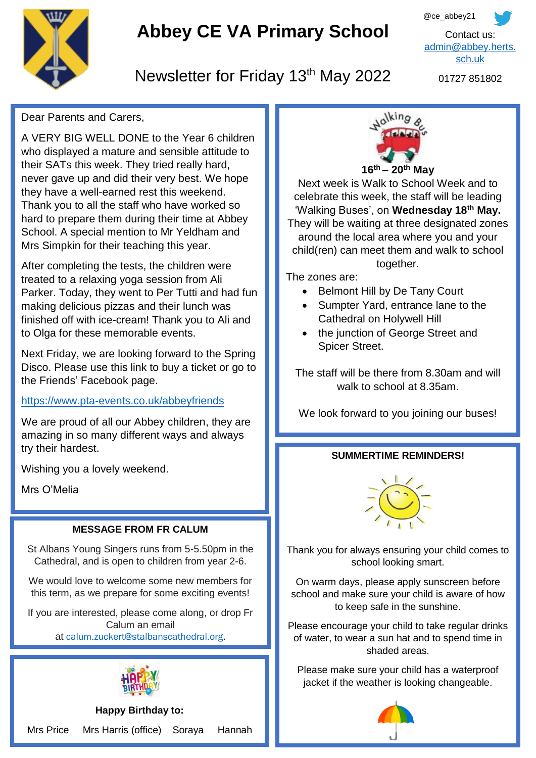# Abbey CE VA Primary School

@ce_abbey21

Contact us: admin@abbey.herts.sch.uk

01727 851802

## Newsletter for Friday 13th May 2022

Dear Parents and Carers,

A VERY BIG WELL DONE to the Year 6 children who displayed a mature and sensible attitude to their SATs this week. They tried really hard, never gave up and did their very best. We hope they have a well-earned rest this weekend. Thank you to all the staff who have worked so hard to prepare them during their time at Abbey School. A special mention to Mr Yeldham and Mrs Simpkin for their teaching this year.

After completing the tests, the children were treated to a relaxing yoga session from Ali Parker. Today, they went to Per Tutti and had fun making delicious pizzas and their lunch was finished off with ice-cream! Thank you to Ali and to Olga for these memorable events.

Next Friday, we are looking forward to the Spring Disco. Please use this link to buy a ticket or go to the Friends' Facebook page.

https://www.pta-events.co.uk/abbeyfriends

We are proud of all our Abbey children, they are amazing in so many different ways and always try their hardest.

Wishing you a lovely weekend.

Mrs O'Melia

### MESSAGE FROM FR CALUM

St Albans Young Singers runs from 5-5.50pm in the Cathedral, and is open to children from year 2-6.

We would love to welcome some new members for this term, as we prepare for some exciting events!

If you are interested, please come along, or drop Fr Calum an email at calum.zuckert@stalbanscathedral.org.

**Happy Birthday to:**

Mrs Price Mrs Harris (office) Soraya Hannah

### Walking Bus

**16th – 20th May**

Next week is Walk to School Week and to celebrate this week, the staff will be leading 'Walking Buses', on **Wednesday 18th May.** They will be waiting at three designated zones around the local area where you and your child(ren) can meet them and walk to school together.

The zones are:

- Belmont Hill by De Tany Court
- Sumpter Yard, entrance lane to the Cathedral on Holywell Hill
- the junction of George Street and Spicer Street.

The staff will be there from 8.30am and will walk to school at 8.35am.

We look forward to you joining our buses!

### SUMMERTIME REMINDERS!

Thank you for always ensuring your child comes to school looking smart.

On warm days, please apply sunscreen before school and make sure your child is aware of how to keep safe in the sunshine.

Please encourage your child to take regular drinks of water, to wear a sun hat and to spend time in shaded areas.

Please make sure your child has a waterproof jacket if the weather is looking changeable.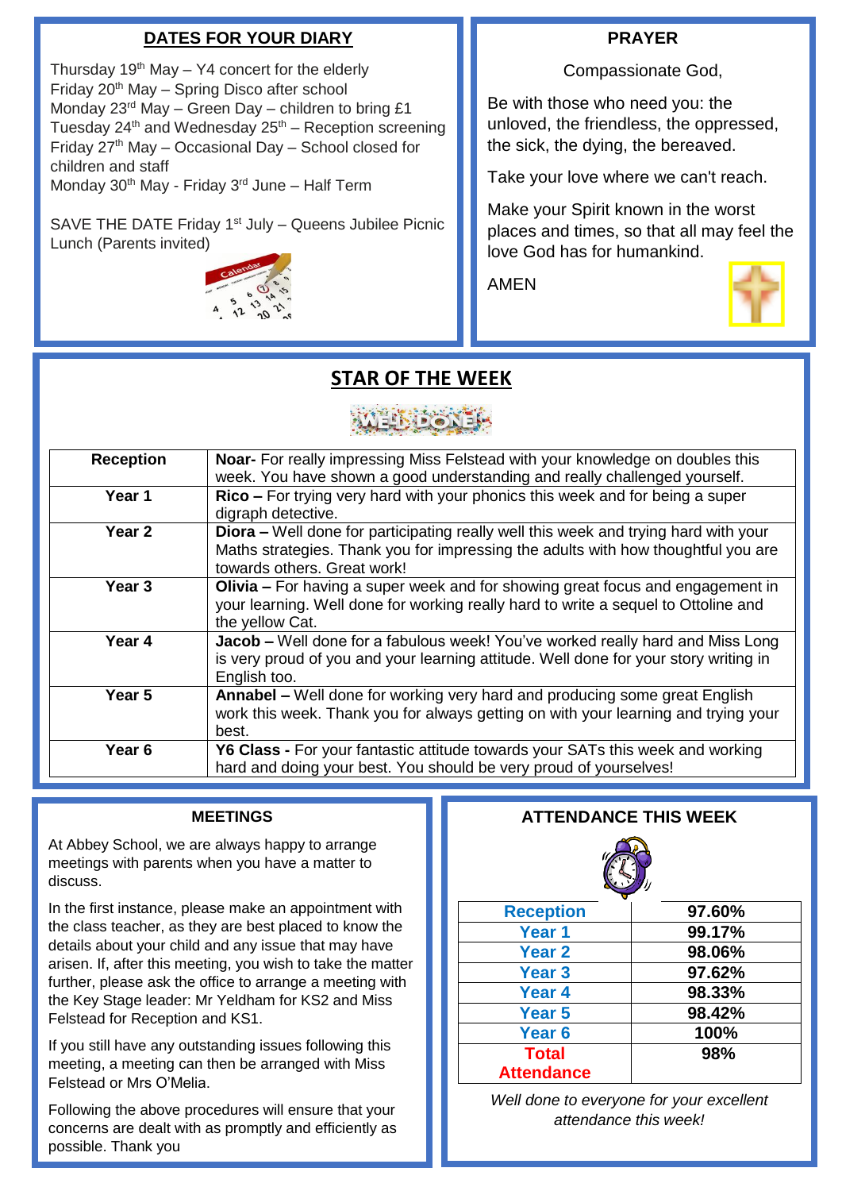## DATES FOR YOUR DIARY

Thursday 19th May – Y4 concert for the elderly
Friday 20th May – Spring Disco after school
Monday 23rd May – Green Day – children to bring £1
Tuesday 24th and Wednesday 25th – Reception screening
Friday 27th May – Occasional Day – School closed for children and staff
Monday 30th May - Friday 3rd June – Half Term

SAVE THE DATE Friday 1st July – Queens Jubilee Picnic Lunch (Parents invited)

## PRAYER

Compassionate God,

Be with those who need you: the unloved, the friendless, the oppressed, the sick, the dying, the bereaved.

Take your love where we can't reach.

Make your Spirit known in the worst places and times, so that all may feel the love God has for humankind.

AMEN

## STAR OF THE WEEK

WELL DONE!

| | |
|---|---|
| **Reception** | **Noar-** For really impressing Miss Felstead with your knowledge on doubles this week. You have shown a good understanding and really challenged yourself. |
| **Year 1** | **Rico –** For trying very hard with your phonics this week and for being a super digraph detective. |
| **Year 2** | **Diora –** Well done for participating really well this week and trying hard with your Maths strategies. Thank you for impressing the adults with how thoughtful you are towards others. Great work! |
| **Year 3** | **Olivia –** For having a super week and for showing great focus and engagement in your learning. Well done for working really hard to write a sequel to Ottoline and the yellow Cat. |
| **Year 4** | **Jacob –** Well done for a fabulous week! You've worked really hard and Miss Long is very proud of you and your learning attitude. Well done for your story writing in English too. |
| **Year 5** | **Annabel –** Well done for working very hard and producing some great English work this week. Thank you for always getting on with your learning and trying your best. |
| **Year 6** | **Y6 Class -** For your fantastic attitude towards your SATs this week and working hard and doing your best. You should be very proud of yourselves! |

## MEETINGS

At Abbey School, we are always happy to arrange meetings with parents when you have a matter to discuss.

In the first instance, please make an appointment with the class teacher, as they are best placed to know the details about your child and any issue that may have arisen. If, after this meeting, you wish to take the matter further, please ask the office to arrange a meeting with the Key Stage leader: Mr Yeldham for KS2 and Miss Felstead for Reception and KS1.

If you still have any outstanding issues following this meeting, a meeting can then be arranged with Miss Felstead or Mrs O'Melia.

Following the above procedures will ensure that your concerns are dealt with as promptly and efficiently as possible. Thank you

## ATTENDANCE THIS WEEK

| | |
|---|---|
| Reception | 97.60% |
| Year 1 | 99.17% |
| Year 2 | 98.06% |
| Year 3 | 97.62% |
| Year 4 | 98.33% |
| Year 5 | 98.42% |
| Year 6 | 100% |
| Total Attendance | 98% |

*Well done to everyone for your excellent attendance this week!*